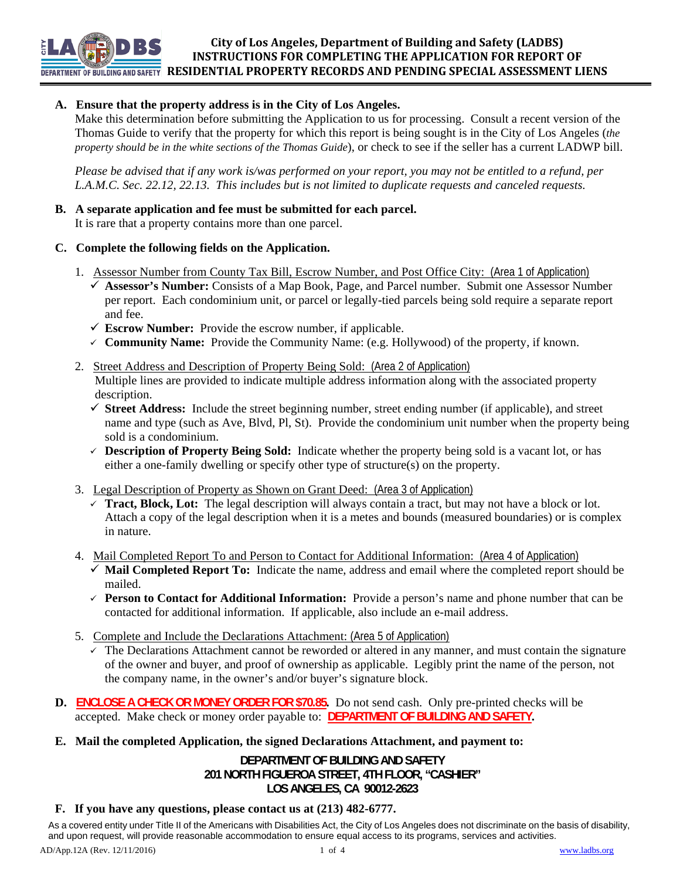# City of Los Angeles, Department of Building and Safety (LADBS)
## INSTRUCTIONS FOR COMPLETING THE APPLICATION FOR REPORT OF RESIDENTIAL PROPERTY RECORDS AND PENDING SPECIAL ASSESSMENT LIENS

**A. Ensure that the property address is in the City of Los Angeles.**

Make this determination before submitting the Application to us for processing. Consult a recent version of the Thomas Guide to verify that the property for which this report is being sought is in the City of Los Angeles (*the property should be in the white sections of the Thomas Guide*), or check to see if the seller has a current LADWP bill.

*Please be advised that if any work is/was performed on your report, you may not be entitled to a refund, per L.A.M.C. Sec. 22.12, 22.13. This includes but is not limited to duplicate requests and canceled requests.*

**B. A separate application and fee must be submitted for each parcel.**

It is rare that a property contains more than one parcel.

**C. Complete the following fields on the Application.**

1. Assessor Number from County Tax Bill, Escrow Number, and Post Office City: (Area 1 of Application)
   - ✓ **Assessor's Number:** Consists of a Map Book, Page, and Parcel number. Submit one Assessor Number per report. Each condominium unit, or parcel or legally-tied parcels being sold require a separate report and fee.
   - ✓ **Escrow Number:** Provide the escrow number, if applicable.
   - ✓ **Community Name:** Provide the Community Name: (e.g. Hollywood) of the property, if known.

2. Street Address and Description of Property Being Sold: (Area 2 of Application)
   Multiple lines are provided to indicate multiple address information along with the associated property description.
   - ✓ **Street Address:** Include the street beginning number, street ending number (if applicable), and street name and type (such as Ave, Blvd, Pl, St). Provide the condominium unit number when the property being sold is a condominium.
   - ✓ **Description of Property Being Sold:** Indicate whether the property being sold is a vacant lot, or has either a one-family dwelling or specify other type of structure(s) on the property.

3. Legal Description of Property as Shown on Grant Deed: (Area 3 of Application)
   - ✓ **Tract, Block, Lot:** The legal description will always contain a tract, but may not have a block or lot. Attach a copy of the legal description when it is a metes and bounds (measured boundaries) or is complex in nature.

4. Mail Completed Report To and Person to Contact for Additional Information: (Area 4 of Application)
   - ✓ **Mail Completed Report To:** Indicate the name, address and email where the completed report should be mailed.
   - ✓ **Person to Contact for Additional Information:** Provide a person's name and phone number that can be contacted for additional information. If applicable, also include an e-mail address.

5. Complete and Include the Declarations Attachment: (Area 5 of Application)
   - ✓ The Declarations Attachment cannot be reworded or altered in any manner, and must contain the signature of the owner and buyer, and proof of ownership as applicable. Legibly print the name of the person, not the company name, in the owner's and/or buyer's signature block.

**D. ENCLOSE A CHECK OR MONEY ORDER FOR $70.85.** Do not send cash. Only pre-printed checks will be accepted. Make check or money order payable to: **DEPARTMENT OF BUILDING AND SAFETY.**

**E. Mail the completed Application, the signed Declarations Attachment, and payment to:**

**DEPARTMENT OF BUILDING AND SAFETY**
**201 NORTH FIGUEROA STREET, 4TH FLOOR, "CASHIER"**
**LOS ANGELES, CA 90012-2623**

**F. If you have any questions, please contact us at (213) 482-6777.**

As a covered entity under Title II of the Americans with Disabilities Act, the City of Los Angeles does not discriminate on the basis of disability, and upon request, will provide reasonable accommodation to ensure equal access to its programs, services and activities.

AD/App.12A (Rev. 12/11/2016) www.ladbs.org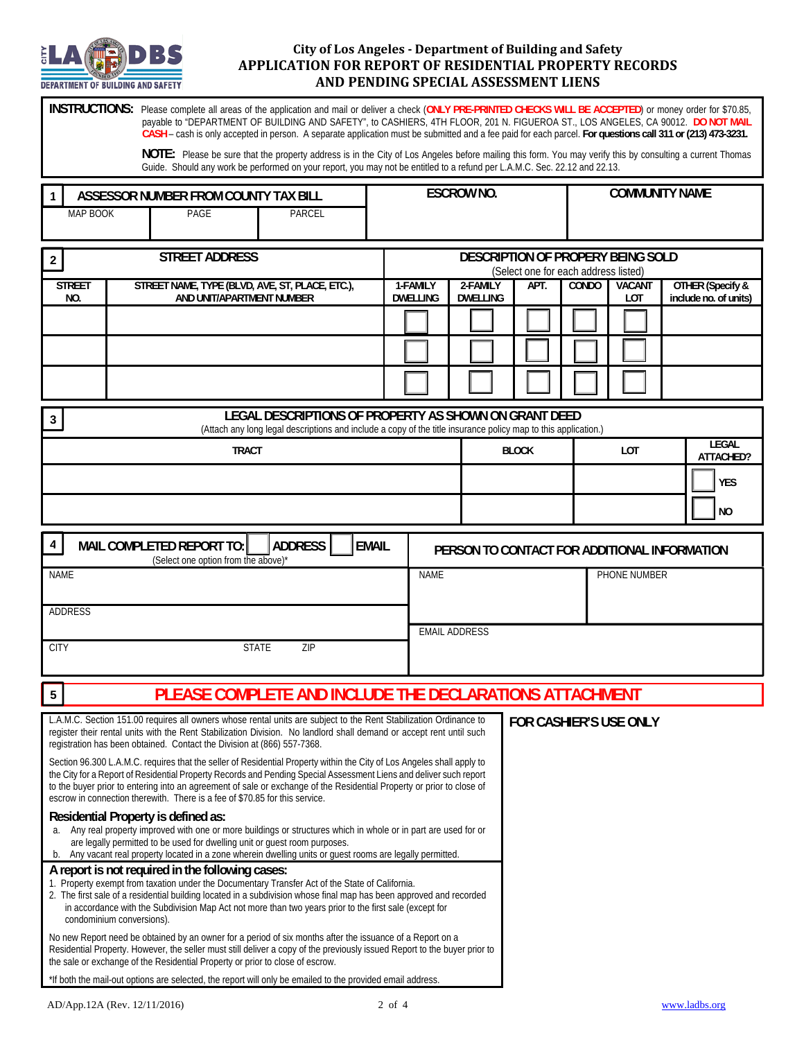# City of Los Angeles - Department of Building and Safety
## APPLICATION FOR REPORT OF RESIDENTIAL PROPERTY RECORDS AND PENDING SPECIAL ASSESSMENT LIENS

**INSTRUCTIONS:** Please complete all areas of the application and mail or deliver a check (**ONLY PRE-PRINTED CHECKS WILL BE ACCEPTED**) or money order for $70.85, payable to "DEPARTMENT OF BUILDING AND SAFETY", to CASHIERS, 4TH FLOOR, 201 N. FIGUEROA ST., LOS ANGELES, CA 90012. **DO NOT MAIL CASH** – cash is only accepted in person. A separate application must be submitted and a fee paid for each parcel. **For questions call 311 or (213) 473-3231.**

**NOTE:** Please be sure that the property address is in the City of Los Angeles before mailing this form. You may verify this by consulting a current Thomas Guide. Should any work be performed on your report, you may not be entitled to a refund per L.A.M.C. Sec. 22.12 and 22.13.

| 1 ASSESSOR NUMBER FROM COUNTY TAX BILL | | | ESCROW NO. | COMMUNITY NAME |
|---|---|---|---|---|
| MAP BOOK | PAGE | PARCEL | | |

| 2 STREET ADDRESS | | DESCRIPTION OF PROPERY BEING SOLD (Select one for each address listed) | | | | | |
|---|---|---|---|---|---|---|---|
| STREET NO. | STREET NAME, TYPE (BLVD, AVE, ST, PLACE, ETC.), AND UNIT/APARTMENT NUMBER | 1-FAMILY DWELLING | 2-FAMILY DWELLING | APT. | CONDO | VACANT LOT | OTHER (Specify & include no. of units) |
| | | ☐ | ☐ | ☐ | ☐ | ☐ | |
| | | ☐ | ☐ | ☐ | ☐ | ☐ | |
| | | ☐ | ☐ | ☐ | ☐ | ☐ | |

**3 LEGAL DESCRIPTIONS OF PROPERTY AS SHOWN ON GRANT DEED**
(Attach any long legal descriptions and include a copy of the title insurance policy map to this application.)

| TRACT | BLOCK | LOT | LEGAL ATTACHED? |
|---|---|---|---|
| | | | ☐ YES |
| | | | ☐ NO |

| 4 MAIL COMPLETED REPORT TO: ☐ ADDRESS ☐ EMAIL (Select one option from the above)* | | | PERSON TO CONTACT FOR ADDITIONAL INFORMATION | |
|---|---|---|---|---|
| NAME | | | NAME | PHONE NUMBER |
| ADDRESS | | | EMAIL ADDRESS | |
| CITY | STATE | ZIP | | |

## 5 PLEASE COMPLETE AND INCLUDE THE DECLARATIONS ATTACHMENT

L.A.M.C. Section 151.00 requires all owners whose rental units are subject to the Rent Stabilization Ordinance to register their rental units with the Rent Stabilization Division. No landlord shall demand or accept rent until such registration has been obtained. Contact the Division at (866) 557-7368.

Section 96.300 L.A.M.C. requires that the seller of Residential Property within the City of Los Angeles shall apply to the City for a Report of Residential Property Records and Pending Special Assessment Liens and deliver such report to the buyer prior to entering into an agreement of sale or exchange of the Residential Property or prior to close of escrow in connection therewith. There is a fee of $70.85 for this service.

### Residential Property is defined as:

a. Any real property improved with one or more buildings or structures which in whole or in part are used for or are legally permitted to be used for dwelling unit or guest room purposes.
b. Any vacant real property located in a zone wherein dwelling units or guest rooms are legally permitted.

### A report is not required in the following cases:

1. Property exempt from taxation under the Documentary Transfer Act of the State of California.
2. The first sale of a residential building located in a subdivision whose final map has been approved and recorded in accordance with the Subdivision Map Act not more than two years prior to the first sale (except for condominium conversions).

No new Report need be obtained by an owner for a period of six months after the issuance of a Report on a Residential Property. However, the seller must still deliver a copy of the previously issued Report to the buyer prior to the sale or exchange of the Residential Property or prior to close of escrow.

*If both the mail-out options are selected, the report will only be emailed to the provided email address.

**FOR CASHIER'S USE ONLY**

AD/App.12A (Rev. 12/11/2016) www.ladbs.org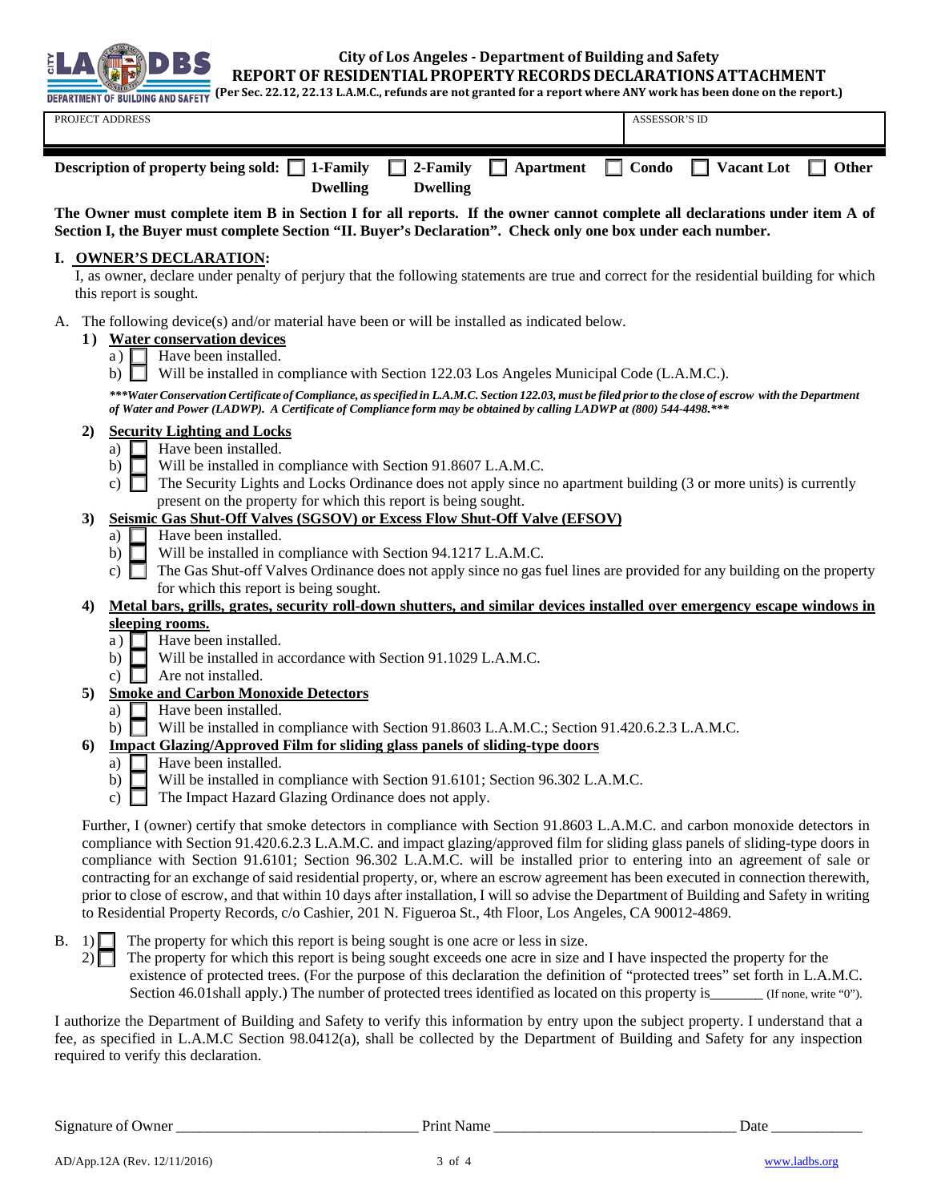# City of Los Angeles - Department of Building and Safety

## REPORT OF RESIDENTIAL PROPERTY RECORDS DECLARATIONS ATTACHMENT

**(Per Sec. 22.12, 22.13 L.A.M.C., refunds are not granted for a report where ANY work has been done on the report.)**

| PROJECT ADDRESS | ASSESSOR'S ID |
|---|---|
| | |

**Description of property being sold:** ☐ **1-Family Dwelling** ☐ **2-Family Dwelling** ☐ **Apartment** ☐ **Condo** ☐ **Vacant Lot** ☐ **Other**

**The Owner must complete item B in Section I for all reports. If the owner cannot complete all declarations under item A of Section I, the Buyer must complete Section "II. Buyer's Declaration". Check only one box under each number.**

**I. OWNER'S DECLARATION:**

I, as owner, declare under penalty of perjury that the following statements are true and correct for the residential building for which this report is sought.

A. The following device(s) and/or material have been or will be installed as indicated below.

**1) Water conservation devices**

a) ☐ Have been installed.
b) ☐ Will be installed in compliance with Section 122.03 Los Angeles Municipal Code (L.A.M.C.).

****\*\*\*Water Conservation Certificate of Compliance, as specified in L.A.M.C. Section 122.03, must be filed prior to the close of escrow with the Department of Water and Power (LADWP). A Certificate of Compliance form may be obtained by calling LADWP at (800) 544-4498.\*\*\****

**2) Security Lighting and Locks**

a) ☐ Have been installed.
b) ☐ Will be installed in compliance with Section 91.8607 L.A.M.C.
c) ☐ The Security Lights and Locks Ordinance does not apply since no apartment building (3 or more units) is currently present on the property for which this report is being sought.

**3) Seismic Gas Shut-Off Valves (SGSOV) or Excess Flow Shut-Off Valve (EFSOV)**

a) ☐ Have been installed.
b) ☐ Will be installed in compliance with Section 94.1217 L.A.M.C.
c) ☐ The Gas Shut-off Valves Ordinance does not apply since no gas fuel lines are provided for any building on the property for which this report is being sought.

**4) Metal bars, grills, grates, security roll-down shutters, and similar devices installed over emergency escape windows in sleeping rooms.**

a) ☐ Have been installed.
b) ☐ Will be installed in accordance with Section 91.1029 L.A.M.C.
c) ☐ Are not installed.

**5) Smoke and Carbon Monoxide Detectors**

a) ☐ Have been installed.
b) ☐ Will be installed in compliance with Section 91.8603 L.A.M.C.; Section 91.420.6.2.3 L.A.M.C.

**6) Impact Glazing/Approved Film for sliding glass panels of sliding-type doors**

a) ☐ Have been installed.
b) ☐ Will be installed in compliance with Section 91.6101; Section 96.302 L.A.M.C.
c) ☐ The Impact Hazard Glazing Ordinance does not apply.

Further, I (owner) certify that smoke detectors in compliance with Section 91.8603 L.A.M.C. and carbon monoxide detectors in compliance with Section 91.420.6.2.3 L.A.M.C. and impact glazing/approved film for sliding glass panels of sliding-type doors in compliance with Section 91.6101; Section 96.302 L.A.M.C. will be installed prior to entering into an agreement of sale or contracting for an exchange of said residential property, or, where an escrow agreement has been executed in connection therewith, prior to close of escrow, and that within 10 days after installation, I will so advise the Department of Building and Safety in writing to Residential Property Records, c/o Cashier, 201 N. Figueroa St., 4th Floor, Los Angeles, CA 90012-4869.

B. 1) ☐ The property for which this report is being sought is one acre or less in size.
2) ☐ The property for which this report is being sought exceeds one acre in size and I have inspected the property for the existence of protected trees. (For the purpose of this declaration the definition of "protected trees" set forth in L.A.M.C. Section 46.01shall apply.) The number of protected trees identified as located on this property is_______ (If none, write "0").

I authorize the Department of Building and Safety to verify this information by entry upon the subject property. I understand that a fee, as specified in L.A.M.C Section 98.0412(a), shall be collected by the Department of Building and Safety for any inspection required to verify this declaration.

Signature of Owner _______________________________ Print Name _______________________________ Date ____________

AD/App.12A (Rev. 12/11/2016)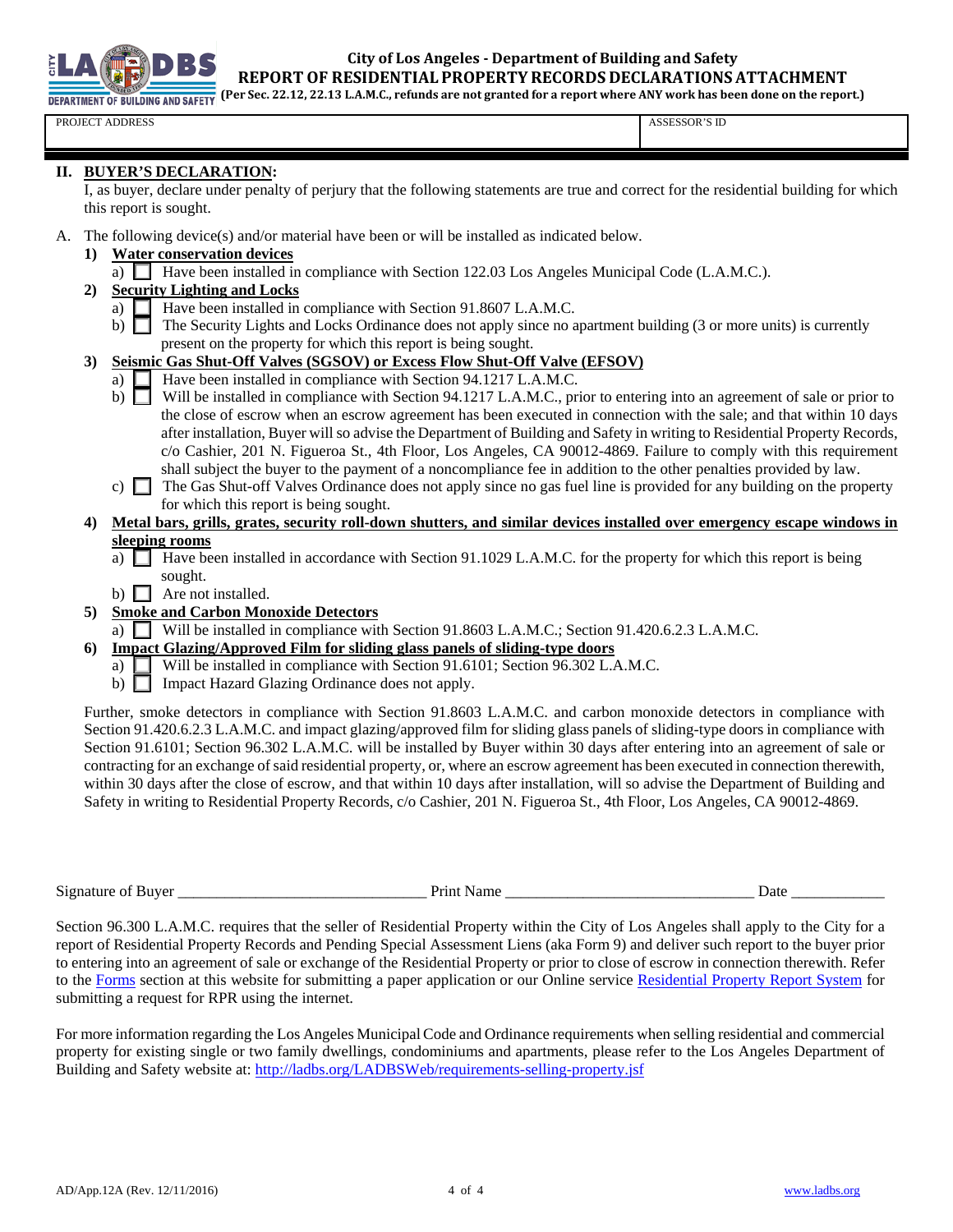# City of Los Angeles - Department of Building and Safety

## REPORT OF RESIDENTIAL PROPERTY RECORDS DECLARATIONS ATTACHMENT

**(Per Sec. 22.12, 22.13 L.A.M.C., refunds are not granted for a report where ANY work has been done on the report.)**

| PROJECT ADDRESS | ASSESSOR'S ID |
|---|---|
| | |

### II. BUYER'S DECLARATION:

I, as buyer, declare under penalty of perjury that the following statements are true and correct for the residential building for which this report is sought.

A. The following device(s) and/or material have been or will be installed as indicated below.

**1) Water conservation devices**

a) ☐ Have been installed in compliance with Section 122.03 Los Angeles Municipal Code (L.A.M.C.).

**2) Security Lighting and Locks**

a) ☐ Have been installed in compliance with Section 91.8607 L.A.M.C.

b) ☐ The Security Lights and Locks Ordinance does not apply since no apartment building (3 or more units) is currently present on the property for which this report is being sought.

**3) Seismic Gas Shut-Off Valves (SGSOV) or Excess Flow Shut-Off Valve (EFSOV)**

a) ☐ Have been installed in compliance with Section 94.1217 L.A.M.C.

b) ☐ Will be installed in compliance with Section 94.1217 L.A.M.C., prior to entering into an agreement of sale or prior to the close of escrow when an escrow agreement has been executed in connection with the sale; and that within 10 days after installation, Buyer will so advise the Department of Building and Safety in writing to Residential Property Records, c/o Cashier, 201 N. Figueroa St., 4th Floor, Los Angeles, CA 90012-4869. Failure to comply with this requirement shall subject the buyer to the payment of a noncompliance fee in addition to the other penalties provided by law.

c) ☐ The Gas Shut-off Valves Ordinance does not apply since no gas fuel line is provided for any building on the property for which this report is being sought.

**4) Metal bars, grills, grates, security roll-down shutters, and similar devices installed over emergency escape windows in sleeping rooms**

a) ☐ Have been installed in accordance with Section 91.1029 L.A.M.C. for the property for which this report is being sought.

b) ☐ Are not installed.

**5) Smoke and Carbon Monoxide Detectors**

a) ☐ Will be installed in compliance with Section 91.8603 L.A.M.C.; Section 91.420.6.2.3 L.A.M.C.

**6) Impact Glazing/Approved Film for sliding glass panels of sliding-type doors**

a) ☐ Will be installed in compliance with Section 91.6101; Section 96.302 L.A.M.C.

b) ☐ Impact Hazard Glazing Ordinance does not apply.

Further, smoke detectors in compliance with Section 91.8603 L.A.M.C. and carbon monoxide detectors in compliance with Section 91.420.6.2.3 L.A.M.C. and impact glazing/approved film for sliding glass panels of sliding-type doors in compliance with Section 91.6101; Section 96.302 L.A.M.C. will be installed by Buyer within 30 days after entering into an agreement of sale or contracting for an exchange of said residential property, or, where an escrow agreement has been executed in connection therewith, within 30 days after the close of escrow, and that within 10 days after installation, will so advise the Department of Building and Safety in writing to Residential Property Records, c/o Cashier, 201 N. Figueroa St., 4th Floor, Los Angeles, CA 90012-4869.

Signature of Buyer ______________________________ Print Name ______________________________ Date ____________

Section 96.300 L.A.M.C. requires that the seller of Residential Property within the City of Los Angeles shall apply to the City for a report of Residential Property Records and Pending Special Assessment Liens (aka Form 9) and deliver such report to the buyer prior to entering into an agreement of sale or exchange of the Residential Property or prior to close of escrow in connection therewith. Refer to the Forms section at this website for submitting a paper application or our Online service Residential Property Report System for submitting a request for RPR using the internet.

For more information regarding the Los Angeles Municipal Code and Ordinance requirements when selling residential and commercial property for existing single or two family dwellings, condominiums and apartments, please refer to the Los Angeles Department of Building and Safety website at: http://ladbs.org/LADBSWeb/requirements-selling-property.jsf

AD/App.12A (Rev. 12/11/2016) www.ladbs.org